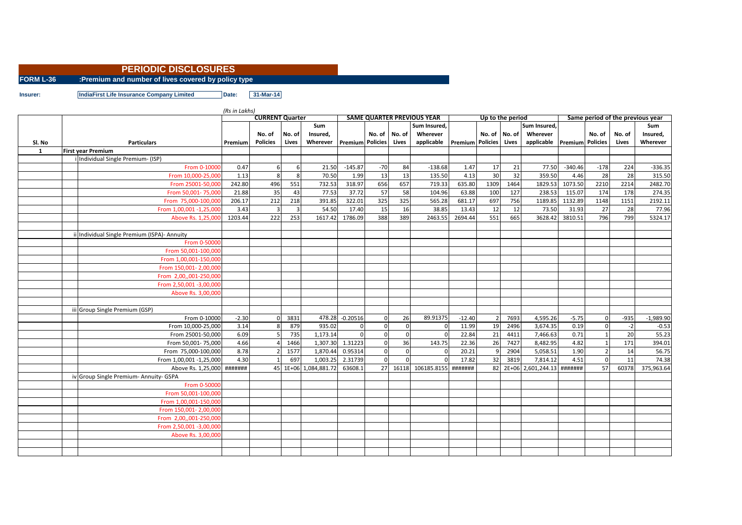# PERIODIC DISCLOSURES

**FORM L-36** :Premium and number of lives covered by policy type

**Insurer:** IndiaFirst Life Insurance Company Limited **Date:** 31-Mar-14

*(Rs in Lakhs)*

| Sl. No | Particulars | CURRENT Quarter | | | | SAME QUARTER PREVIOUS YEAR | | | | Up to the period | | | | Same period of the previous year | | | |
|---|---|---|---|---|---|---|---|---|---|---|---|---|---|---|---|---|---|
| | | Premium | No. of Policies | No. of Lives | Sum Insured, Wherever | Premium | No. of Policies | No. of Lives | Sum Insured, Wherever applicable | Premium | No. of Policies | No. of Lives | Sum Insured, Wherever applicable | Premium | No. of Policies | No. of Lives | Sum Insured, Wherever |
| 1 | First year Premium | | | | | | | | | | | | | | | | |
| | i Individual Single Premium- (ISP) | | | | | | | | | | | | | | | | |
| | From 0-10000 | 0.47 | 6 | 6 | 21.50 | -145.87 | -70 | 84 | -138.68 | 1.47 | 17 | 21 | 77.50 | -340.46 | -178 | 224 | -336.35 |
| | From 10,000-25,000 | 1.13 | 8 | 8 | 70.50 | 1.99 | 13 | 13 | 135.50 | 4.13 | 30 | 32 | 359.50 | 4.46 | 28 | 28 | 315.50 |
| | From 25001-50,000 | 242.80 | 496 | 551 | 732.53 | 318.97 | 656 | 657 | 719.33 | 635.80 | 1309 | 1464 | 1829.53 | 1073.50 | 2210 | 2214 | 2482.70 |
| | From 50,001- 75,000 | 21.88 | 35 | 43 | 77.53 | 37.72 | 57 | 58 | 104.96 | 63.88 | 100 | 127 | 238.53 | 115.07 | 174 | 178 | 274.35 |
| | From 75,000-100,000 | 206.17 | 212 | 218 | 391.85 | 322.01 | 325 | 325 | 565.28 | 681.17 | 697 | 756 | 1189.85 | 1132.89 | 1148 | 1151 | 2192.11 |
| | From 1,00,001 -1,25,000 | 3.43 | 3 | 3 | 54.50 | 17.40 | 15 | 16 | 38.85 | 13.43 | 12 | 12 | 73.50 | 31.93 | 27 | 28 | 77.96 |
| | Above Rs. 1,25,000 | 1203.44 | 222 | 253 | 1617.42 | 1786.09 | 388 | 389 | 2463.55 | 2694.44 | 551 | 665 | 3628.42 | 3810.51 | 796 | 799 | 5324.17 |
| | | | | | | | | | | | | | | | | | |
| | ii Individual Single Premium (ISPA)- Annuity | | | | | | | | | | | | | | | | |
| | From 0-50000 | | | | | | | | | | | | | | | | |
| | From 50,001-100,000 | | | | | | | | | | | | | | | | |
| | From 1,00,001-150,000 | | | | | | | | | | | | | | | | |
| | From 150,001- 2,00,000 | | | | | | | | | | | | | | | | |
| | From 2,00,,001-250,000 | | | | | | | | | | | | | | | | |
| | From 2,50,001 -3,00,000 | | | | | | | | | | | | | | | | |
| | Above Rs. 3,00,000 | | | | | | | | | | | | | | | | |
| | | | | | | | | | | | | | | | | | |
| | iii Group Single Premium (GSP) | | | | | | | | | | | | | | | | |
| | From 0-10000 | -2.30 | 0 | 3831 | 478.28 | -0.20516 | 0 | 26 | 89.91375 | -12.40 | 2 | 7693 | 4,595.26 | -5.75 | 0 | -935 | -1,989.90 |
| | From 10,000-25,000 | 3.14 | 8 | 879 | 935.02 | 0 | 0 | 0 | 0 | 11.99 | 19 | 2496 | 3,674.35 | 0.19 | 0 | -2 | -0.53 |
| | From 25001-50,000 | 6.09 | 5 | 735 | 1,173.14 | 0 | 0 | 0 | 0 | 22.84 | 21 | 4411 | 7,466.63 | 0.71 | 1 | 20 | 55.23 |
| | From 50,001- 75,000 | 4.66 | 4 | 1466 | 1,307.30 | 1.31223 | 0 | 36 | 143.75 | 22.36 | 26 | 7427 | 8,482.95 | 4.82 | 1 | 171 | 394.01 |
| | From 75,000-100,000 | 8.78 | 2 | 1577 | 1,870.44 | 0.95314 | 0 | 0 | 0 | 20.21 | 9 | 2904 | 5,058.51 | 1.90 | 2 | 14 | 56.75 |
| | From 1,00,001 -1,25,000 | 4.30 | 1 | 697 | 1,003.25 | 2.31739 | 0 | 0 | 0 | 17.82 | 32 | 3819 | 7,814.12 | 4.51 | 0 | 11 | 74.38 |
| | Above Rs. 1,25,000 | ####### | 45 | 1E+06 | 1,084,881.72 | 63608.1 | 27 | 16118 | 106185.8155 | ####### | 82 | 2E+06 | 2,601,244.13 | ####### | 57 | 60378 | 375,963.64 |
| | iv Group Single Premium- Annuity- GSPA | | | | | | | | | | | | | | | | |
| | From 0-50000 | | | | | | | | | | | | | | | | |
| | From 50,001-100,000 | | | | | | | | | | | | | | | | |
| | From 1,00,001-150,000 | | | | | | | | | | | | | | | | |
| | From 150,001- 2,00,000 | | | | | | | | | | | | | | | | |
| | From 2,00,,001-250,000 | | | | | | | | | | | | | | | | |
| | From 2,50,001 -3,00,000 | | | | | | | | | | | | | | | | |
| | Above Rs. 3,00,000 | | | | | | | | | | | | | | | | |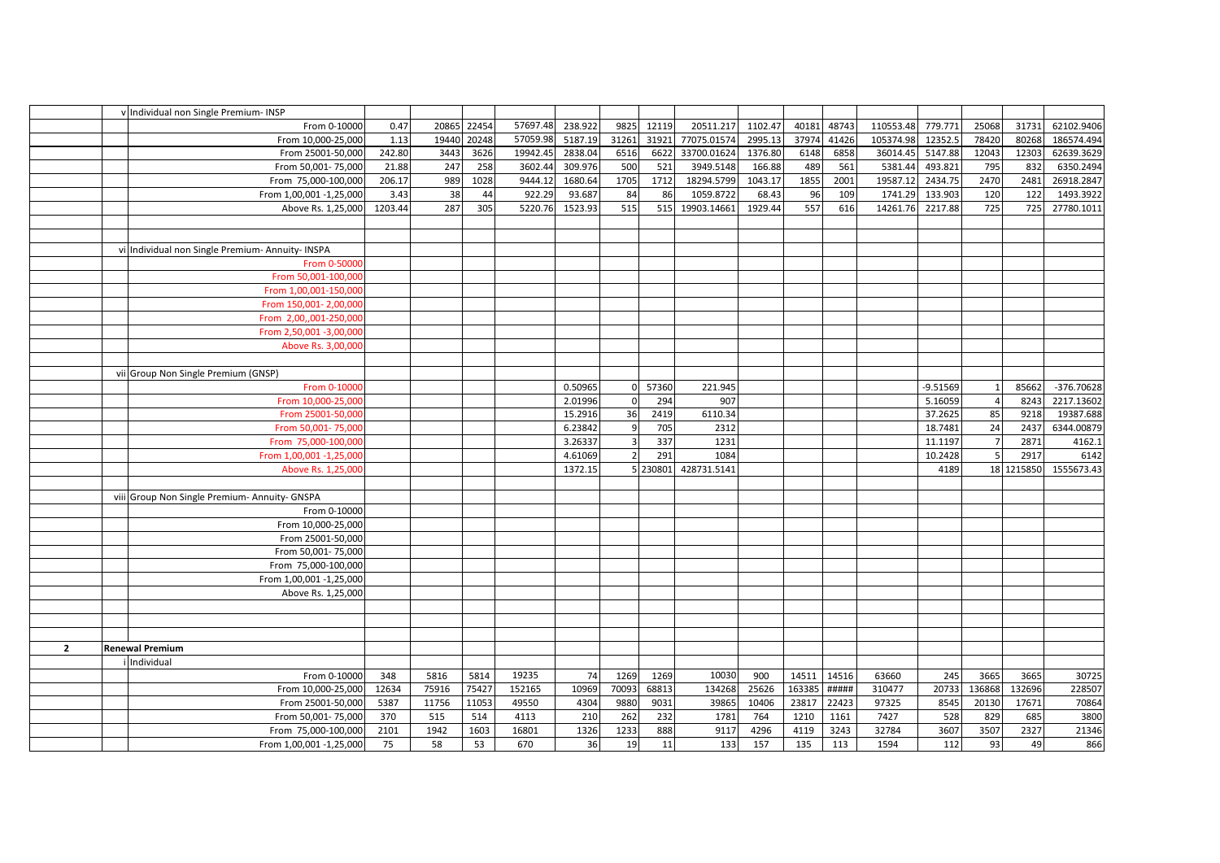| | | | | | | | | | | | | | | | | | |
|---|---|---|---|---|---|---|---|---|---|---|---|---|---|---|---|---|---|
| | v | Individual non Single Premium- INSP | | | | | | | | | | | | | | | |
| | | From 0-10000 | 0.47 | 20865 | 22454 | 57697.48 | 238.922 | 9825 | 12119 | 20511.217 | 1102.47 | 40181 | 48743 | 110553.48 | 779.771 | 25068 | 31731 | 62102.9406 |
| | | From 10,000-25,000 | 1.13 | 19440 | 20248 | 57059.98 | 5187.19 | 31261 | 31921 | 77075.01574 | 2995.13 | 37974 | 41426 | 105374.98 | 12352.5 | 78420 | 80268 | 186574.494 |
| | | From 25001-50,000 | 242.80 | 3443 | 3626 | 19942.45 | 2838.04 | 6516 | 6622 | 33700.01624 | 1376.80 | 6148 | 6858 | 36014.45 | 5147.88 | 12043 | 12303 | 62639.3629 |
| | | From 50,001- 75,000 | 21.88 | 247 | 258 | 3602.44 | 309.976 | 500 | 521 | 3949.5148 | 166.88 | 489 | 561 | 5381.44 | 493.821 | 795 | 832 | 6350.2494 |
| | | From 75,000-100,000 | 206.17 | 989 | 1028 | 9444.12 | 1680.64 | 1705 | 1712 | 18294.5799 | 1043.17 | 1855 | 2001 | 19587.12 | 2434.75 | 2470 | 2481 | 26918.2847 |
| | | From 1,00,001 -1,25,000 | 3.43 | 38 | 44 | 922.29 | 93.687 | 84 | 86 | 1059.8722 | 68.43 | 96 | 109 | 1741.29 | 133.903 | 120 | 122 | 1493.3922 |
| | | Above Rs. 1,25,000 | 1203.44 | 287 | 305 | 5220.76 | 1523.93 | 515 | 515 | 19903.14661 | 1929.44 | 557 | 616 | 14261.76 | 2217.88 | 725 | 725 | 27780.1011 |
| | | | | | | | | | | | | | | | | | | |
| | | | | | | | | | | | | | | | | | | |
| | vi | Individual non Single Premium- Annuity- INSPA | | | | | | | | | | | | | | | |
| | | From 0-50000 | | | | | | | | | | | | | | | | |
| | | From 50,001-100,000 | | | | | | | | | | | | | | | | |
| | | From 1,00,001-150,000 | | | | | | | | | | | | | | | | |
| | | From 150,001- 2,00,000 | | | | | | | | | | | | | | | | |
| | | From 2,00,,001-250,000 | | | | | | | | | | | | | | | | |
| | | From 2,50,001 -3,00,000 | | | | | | | | | | | | | | | | |
| | | Above Rs. 3,00,000 | | | | | | | | | | | | | | | | |
| | | | | | | | | | | | | | | | | | | |
| | vii | Group Non Single Premium (GNSP) | | | | | | | | | | | | | | | |
| | | From 0-10000 | | | | | 0.50965 | 0 | 57360 | 221.945 | | | | | -9.51569 | 1 | 85662 | -376.70628 |
| | | From 10,000-25,000 | | | | | 2.01996 | 0 | 294 | 907 | | | | | 5.16059 | 4 | 8243 | 2217.13602 |
| | | From 25001-50,000 | | | | | 15.2916 | 36 | 2419 | 6110.34 | | | | | 37.2625 | 85 | 9218 | 19387.688 |
| | | From 50,001- 75,000 | | | | | 6.23842 | 9 | 705 | 2312 | | | | | 18.7481 | 24 | 2437 | 6344.00879 |
| | | From 75,000-100,000 | | | | | 3.26337 | 3 | 337 | 1231 | | | | | 11.1197 | 7 | 2871 | 4162.1 |
| | | From 1,00,001 -1,25,000 | | | | | 4.61069 | 2 | 291 | 1084 | | | | | 10.2428 | 5 | 2917 | 6142 |
| | | Above Rs. 1,25,000 | | | | | 1372.15 | 5 | 230801 | 428731.5141 | | | | | 4189 | 18 | 1215850 | 1555673.43 |
| | | | | | | | | | | | | | | | | | | |
| | viii | Group Non Single Premium- Annuity- GNSPA | | | | | | | | | | | | | | | |
| | | From 0-10000 | | | | | | | | | | | | | | | | |
| | | From 10,000-25,000 | | | | | | | | | | | | | | | | |
| | | From 25001-50,000 | | | | | | | | | | | | | | | | |
| | | From 50,001- 75,000 | | | | | | | | | | | | | | | | |
| | | From 75,000-100,000 | | | | | | | | | | | | | | | | |
| | | From 1,00,001 -1,25,000 | | | | | | | | | | | | | | | | |
| | | Above Rs. 1,25,000 | | | | | | | | | | | | | | | | |
| | | | | | | | | | | | | | | | | | | |
| | | | | | | | | | | | | | | | | | | |
| | | | | | | | | | | | | | | | | | | |
| **2** | **Renewal Premium** | | | | | | | | | | | | | | | | | |
| | i | Individual | | | | | | | | | | | | | | | | |
| | | From 0-10000 | 348 | 5816 | 5814 | 19235 | 74 | 1269 | 1269 | 10030 | 900 | 14511 | 14516 | 63660 | 245 | 3665 | 3665 | 30725 |
| | | From 10,000-25,000 | 12634 | 75916 | 75427 | 152165 | 10969 | 70093 | 68813 | 134268 | 25626 | 163385 | ##### | 310477 | 20733 | 136868 | 132696 | 228507 |
| | | From 25001-50,000 | 5387 | 11756 | 11053 | 49550 | 4304 | 9880 | 9031 | 39865 | 10406 | 23817 | 22423 | 97325 | 8545 | 20130 | 17671 | 70864 |
| | | From 50,001- 75,000 | 370 | 515 | 514 | 4113 | 210 | 262 | 232 | 1781 | 764 | 1210 | 1161 | 7427 | 528 | 829 | 685 | 3800 |
| | | From 75,000-100,000 | 2101 | 1942 | 1603 | 16801 | 1326 | 1233 | 888 | 9117 | 4296 | 4119 | 3243 | 32784 | 3607 | 3507 | 2327 | 21346 |
| | | From 1,00,001 -1,25,000 | 75 | 58 | 53 | 670 | 36 | 19 | 11 | 133 | 157 | 135 | 113 | 1594 | 112 | 93 | 49 | 866 |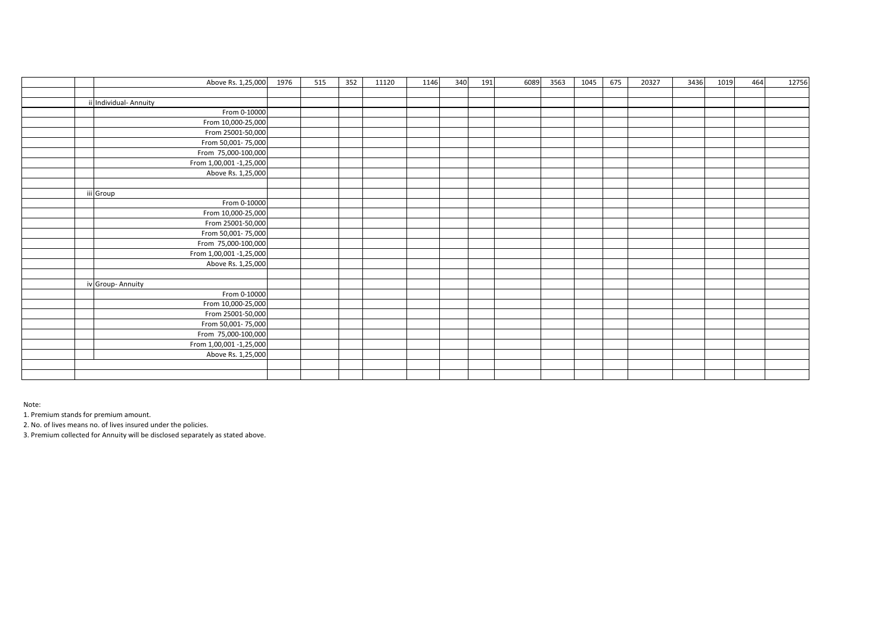| | | | | | | | | | | | | | | | | | | |
|---|---|---|---|---|---|---|---|---|---|---|---|---|---|---|---|---|---|---|
| | | Above Rs. 1,25,000 | 1976 | 515 | 352 | 11120 | 1146 | 340 | 191 | 6089 | 3563 | 1045 | 675 | 20327 | 3436 | 1019 | 464 | 12756 |
| | | | | | | | | | | | | | | | | | | |
| | ii | Individual- Annuity | | | | | | | | | | | | | | | | |
| | | From 0-10000 | | | | | | | | | | | | | | | | |
| | | From 10,000-25,000 | | | | | | | | | | | | | | | | |
| | | From 25001-50,000 | | | | | | | | | | | | | | | | |
| | | From 50,001- 75,000 | | | | | | | | | | | | | | | | |
| | | From 75,000-100,000 | | | | | | | | | | | | | | | | |
| | | From 1,00,001 -1,25,000 | | | | | | | | | | | | | | | | |
| | | Above Rs. 1,25,000 | | | | | | | | | | | | | | | | |
| | | | | | | | | | | | | | | | | | | |
| | iii | Group | | | | | | | | | | | | | | | | |
| | | From 0-10000 | | | | | | | | | | | | | | | | |
| | | From 10,000-25,000 | | | | | | | | | | | | | | | | |
| | | From 25001-50,000 | | | | | | | | | | | | | | | | |
| | | From 50,001- 75,000 | | | | | | | | | | | | | | | | |
| | | From 75,000-100,000 | | | | | | | | | | | | | | | | |
| | | From 1,00,001 -1,25,000 | | | | | | | | | | | | | | | | |
| | | Above Rs. 1,25,000 | | | | | | | | | | | | | | | | |
| | | | | | | | | | | | | | | | | | | |
| | iv | Group- Annuity | | | | | | | | | | | | | | | | |
| | | From 0-10000 | | | | | | | | | | | | | | | | |
| | | From 10,000-25,000 | | | | | | | | | | | | | | | | |
| | | From 25001-50,000 | | | | | | | | | | | | | | | | |
| | | From 50,001- 75,000 | | | | | | | | | | | | | | | | |
| | | From 75,000-100,000 | | | | | | | | | | | | | | | | |
| | | From 1,00,001 -1,25,000 | | | | | | | | | | | | | | | | |
| | | Above Rs. 1,25,000 | | | | | | | | | | | | | | | | |
| | | | | | | | | | | | | | | | | | | |
| | | | | | | | | | | | | | | | | | | |

Note:

1. Premium stands for premium amount.

2. No. of lives means no. of lives insured under the policies.

3. Premium collected for Annuity will be disclosed separately as stated above.